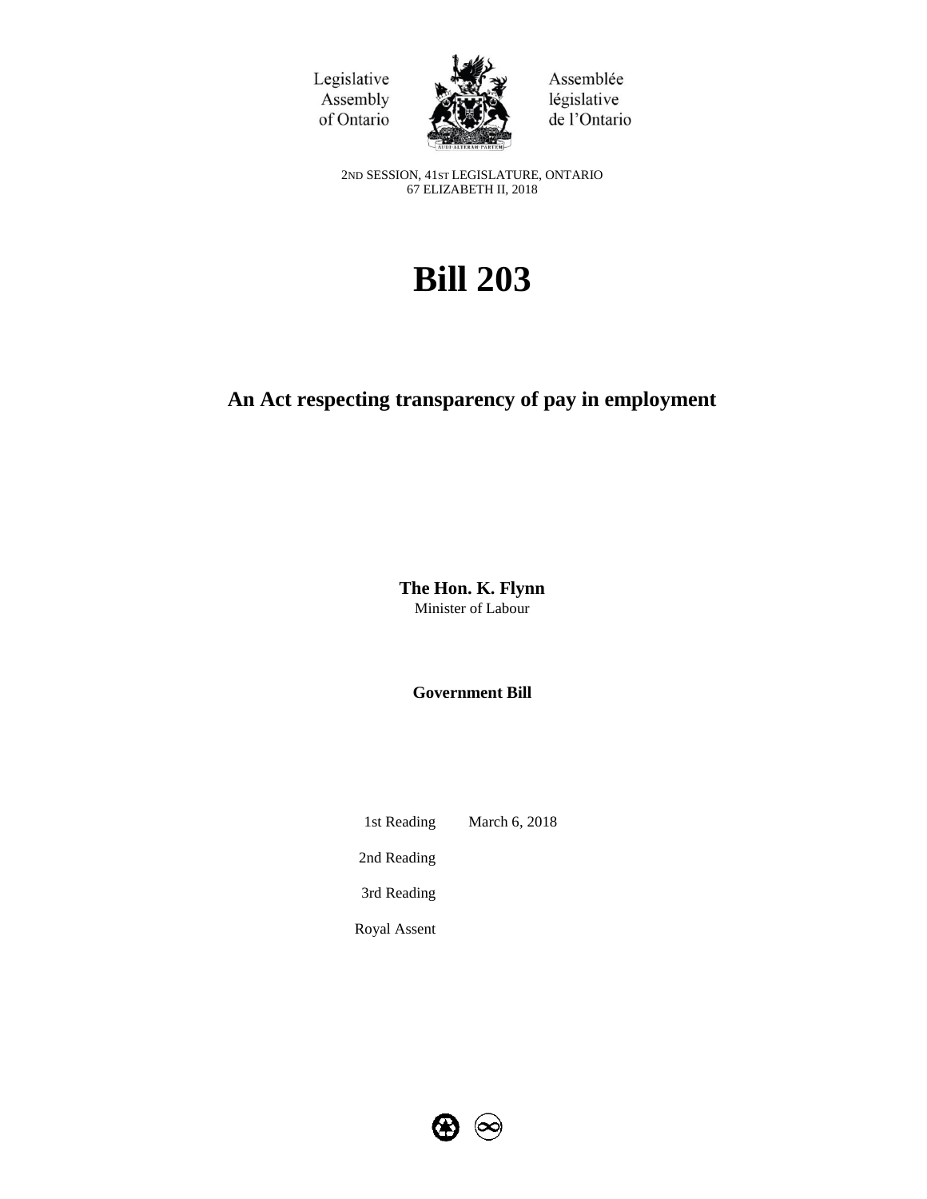Legislative Assembly of Ontario

Assemblée législative de l'Ontario

2ND SESSION, 41ST LEGISLATURE, ONTARIO
67 ELIZABETH II, 2018

# Bill 203

## An Act respecting transparency of pay in employment

**The Hon. K. Flynn**
Minister of Labour

**Government Bill**

| | |
|---|---|
| 1st Reading | March 6, 2018 |
| 2nd Reading | |
| 3rd Reading | |
| Royal Assent | |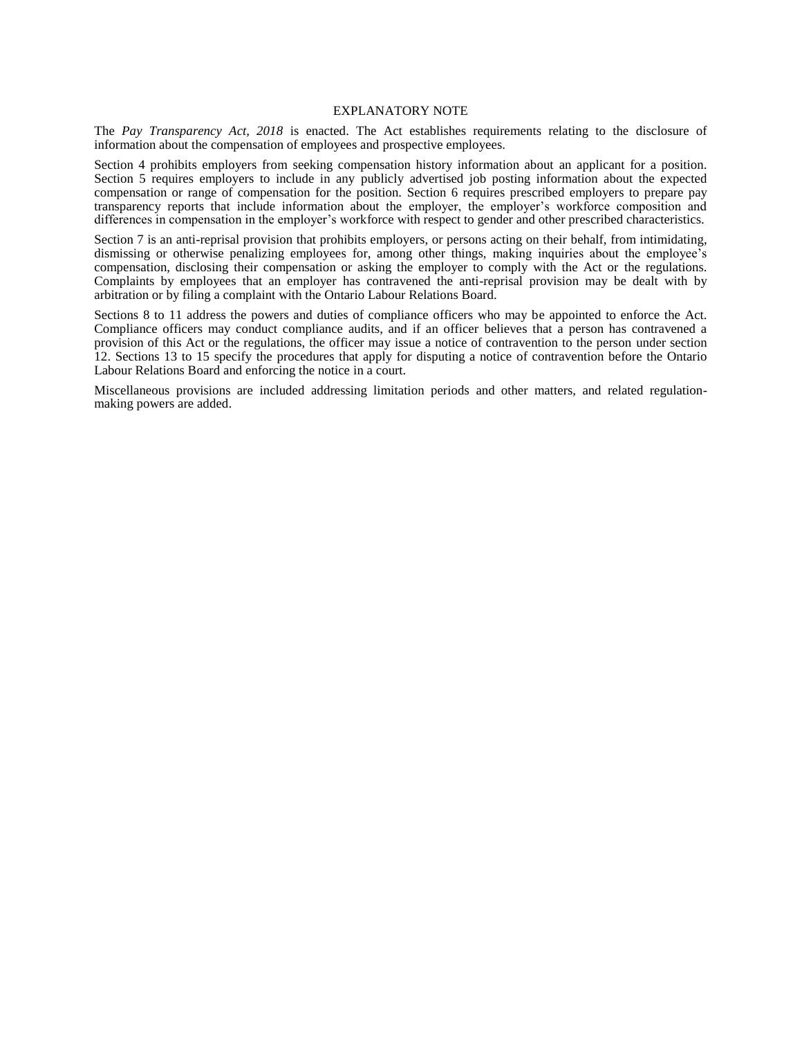## EXPLANATORY NOTE

The *Pay Transparency Act, 2018* is enacted. The Act establishes requirements relating to the disclosure of information about the compensation of employees and prospective employees.

Section 4 prohibits employers from seeking compensation history information about an applicant for a position. Section 5 requires employers to include in any publicly advertised job posting information about the expected compensation or range of compensation for the position. Section 6 requires prescribed employers to prepare pay transparency reports that include information about the employer, the employer's workforce composition and differences in compensation in the employer's workforce with respect to gender and other prescribed characteristics.

Section 7 is an anti-reprisal provision that prohibits employers, or persons acting on their behalf, from intimidating, dismissing or otherwise penalizing employees for, among other things, making inquiries about the employee's compensation, disclosing their compensation or asking the employer to comply with the Act or the regulations. Complaints by employees that an employer has contravened the anti-reprisal provision may be dealt with by arbitration or by filing a complaint with the Ontario Labour Relations Board.

Sections 8 to 11 address the powers and duties of compliance officers who may be appointed to enforce the Act. Compliance officers may conduct compliance audits, and if an officer believes that a person has contravened a provision of this Act or the regulations, the officer may issue a notice of contravention to the person under section 12. Sections 13 to 15 specify the procedures that apply for disputing a notice of contravention before the Ontario Labour Relations Board and enforcing the notice in a court.

Miscellaneous provisions are included addressing limitation periods and other matters, and related regulation-making powers are added.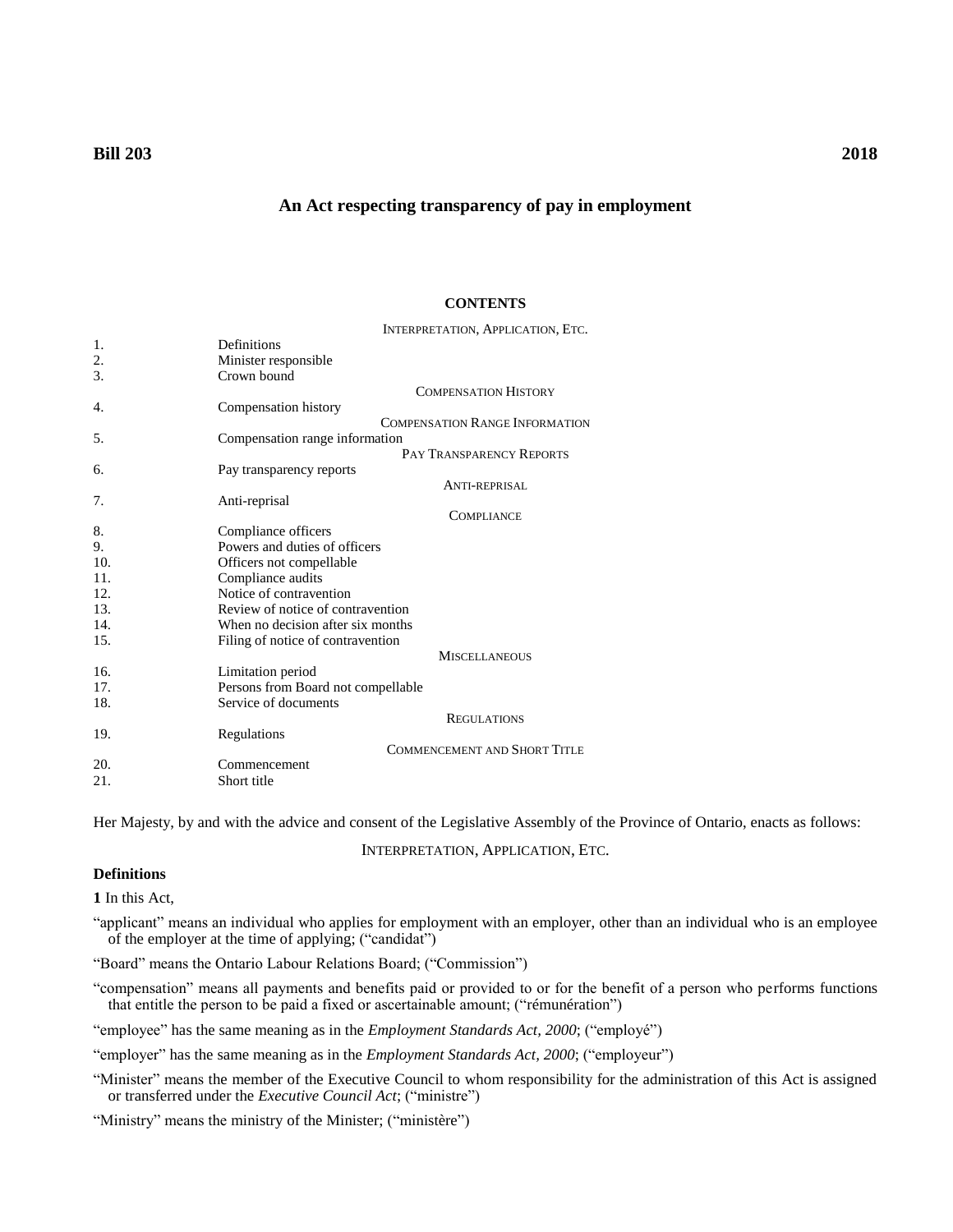**Bill 203** **2018**

# An Act respecting transparency of pay in employment

## CONTENTS

INTERPRETATION, APPLICATION, ETC.

| | |
|---|---|
| 1. | Definitions |
| 2. | Minister responsible |
| 3. | Crown bound |
| | COMPENSATION HISTORY |
| 4. | Compensation history |
| | COMPENSATION RANGE INFORMATION |
| 5. | Compensation range information |
| | PAY TRANSPARENCY REPORTS |
| 6. | Pay transparency reports |
| | ANTI-REPRISAL |
| 7. | Anti-reprisal |
| | COMPLIANCE |
| 8. | Compliance officers |
| 9. | Powers and duties of officers |
| 10. | Officers not compellable |
| 11. | Compliance audits |
| 12. | Notice of contravention |
| 13. | Review of notice of contravention |
| 14. | When no decision after six months |
| 15. | Filing of notice of contravention |
| | MISCELLANEOUS |
| 16. | Limitation period |
| 17. | Persons from Board not compellable |
| 18. | Service of documents |
| | REGULATIONS |
| 19. | Regulations |
| | COMMENCEMENT AND SHORT TITLE |
| 20. | Commencement |
| 21. | Short title |

Her Majesty, by and with the advice and consent of the Legislative Assembly of the Province of Ontario, enacts as follows:

INTERPRETATION, APPLICATION, ETC.

**Definitions**

**1** In this Act,

"applicant" means an individual who applies for employment with an employer, other than an individual who is an employee of the employer at the time of applying; ("candidat")

"Board" means the Ontario Labour Relations Board; ("Commission")

"compensation" means all payments and benefits paid or provided to or for the benefit of a person who performs functions that entitle the person to be paid a fixed or ascertainable amount; ("rémunération")

"employee" has the same meaning as in the *Employment Standards Act, 2000*; ("employé")

"employer" has the same meaning as in the *Employment Standards Act, 2000*; ("employeur")

"Minister" means the member of the Executive Council to whom responsibility for the administration of this Act is assigned or transferred under the *Executive Council Act*; ("ministre")

"Ministry" means the ministry of the Minister; ("ministère")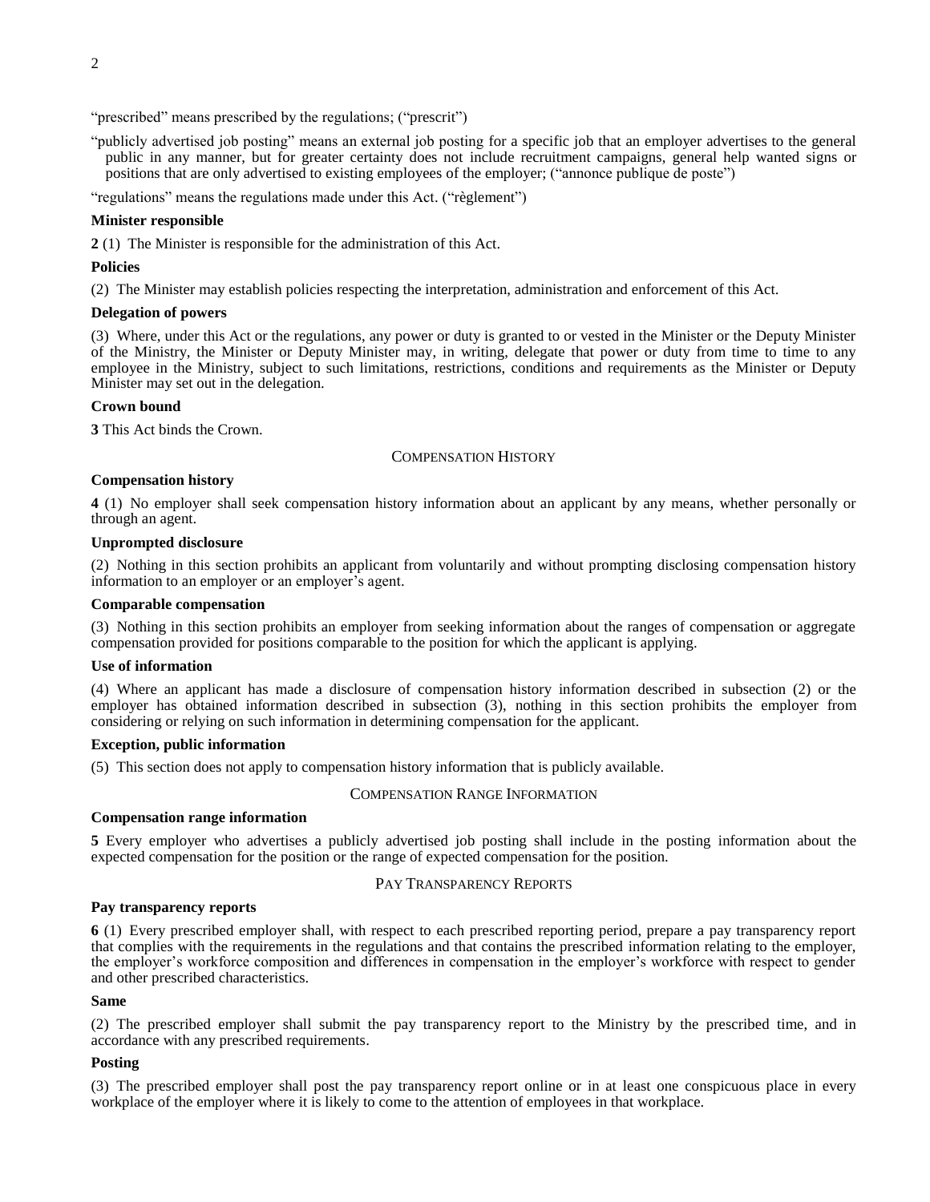"prescribed" means prescribed by the regulations; ("prescrit")

"publicly advertised job posting" means an external job posting for a specific job that an employer advertises to the general public in any manner, but for greater certainty does not include recruitment campaigns, general help wanted signs or positions that are only advertised to existing employees of the employer; ("annonce publique de poste")

"regulations" means the regulations made under this Act. ("règlement")

**Minister responsible**

**2** (1) The Minister is responsible for the administration of this Act.

**Policies**

(2) The Minister may establish policies respecting the interpretation, administration and enforcement of this Act.

**Delegation of powers**

(3) Where, under this Act or the regulations, any power or duty is granted to or vested in the Minister or the Deputy Minister of the Ministry, the Minister or Deputy Minister may, in writing, delegate that power or duty from time to time to any employee in the Ministry, subject to such limitations, restrictions, conditions and requirements as the Minister or Deputy Minister may set out in the delegation.

**Crown bound**

**3** This Act binds the Crown.

## Compensation History

**Compensation history**

**4** (1) No employer shall seek compensation history information about an applicant by any means, whether personally or through an agent.

**Unprompted disclosure**

(2) Nothing in this section prohibits an applicant from voluntarily and without prompting disclosing compensation history information to an employer or an employer's agent.

**Comparable compensation**

(3) Nothing in this section prohibits an employer from seeking information about the ranges of compensation or aggregate compensation provided for positions comparable to the position for which the applicant is applying.

**Use of information**

(4) Where an applicant has made a disclosure of compensation history information described in subsection (2) or the employer has obtained information described in subsection (3), nothing in this section prohibits the employer from considering or relying on such information in determining compensation for the applicant.

**Exception, public information**

(5) This section does not apply to compensation history information that is publicly available.

## Compensation Range Information

**Compensation range information**

**5** Every employer who advertises a publicly advertised job posting shall include in the posting information about the expected compensation for the position or the range of expected compensation for the position.

## Pay Transparency Reports

**Pay transparency reports**

**6** (1) Every prescribed employer shall, with respect to each prescribed reporting period, prepare a pay transparency report that complies with the requirements in the regulations and that contains the prescribed information relating to the employer, the employer's workforce composition and differences in compensation in the employer's workforce with respect to gender and other prescribed characteristics.

**Same**

(2) The prescribed employer shall submit the pay transparency report to the Ministry by the prescribed time, and in accordance with any prescribed requirements.

**Posting**

(3) The prescribed employer shall post the pay transparency report online or in at least one conspicuous place in every workplace of the employer where it is likely to come to the attention of employees in that workplace.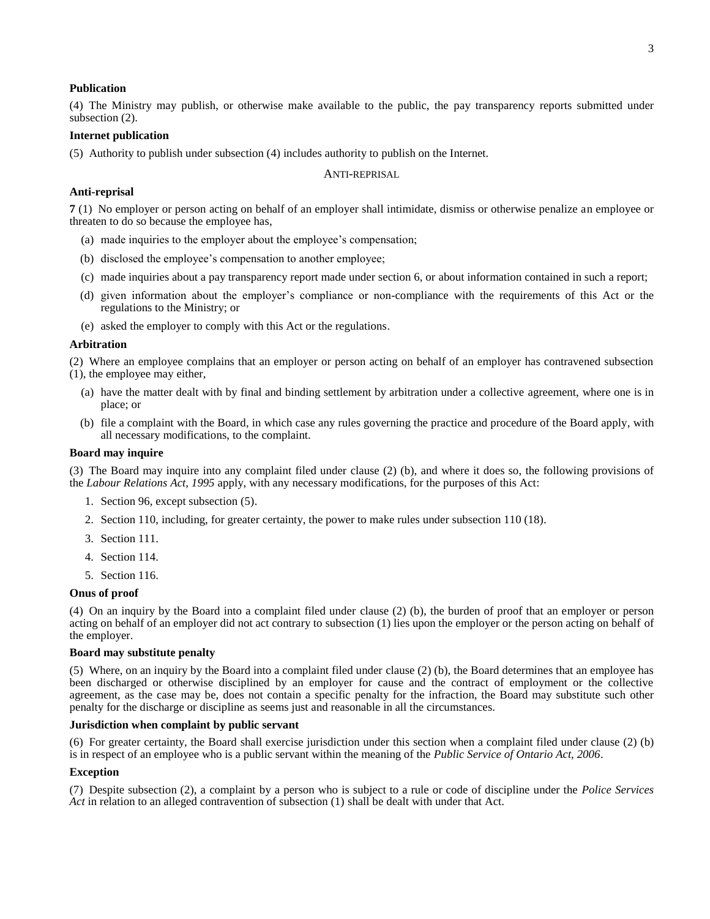**Publication**

(4) The Ministry may publish, or otherwise make available to the public, the pay transparency reports submitted under subsection (2).

**Internet publication**

(5) Authority to publish under subsection (4) includes authority to publish on the Internet.

ANTI-REPRISAL

**Anti-reprisal**

**7** (1) No employer or person acting on behalf of an employer shall intimidate, dismiss or otherwise penalize an employee or threaten to do so because the employee has,

- (a) made inquiries to the employer about the employee's compensation;
- (b) disclosed the employee's compensation to another employee;
- (c) made inquiries about a pay transparency report made under section 6, or about information contained in such a report;
- (d) given information about the employer's compliance or non-compliance with the requirements of this Act or the regulations to the Ministry; or
- (e) asked the employer to comply with this Act or the regulations.

**Arbitration**

(2) Where an employee complains that an employer or person acting on behalf of an employer has contravened subsection (1), the employee may either,

- (a) have the matter dealt with by final and binding settlement by arbitration under a collective agreement, where one is in place; or
- (b) file a complaint with the Board, in which case any rules governing the practice and procedure of the Board apply, with all necessary modifications, to the complaint.

**Board may inquire**

(3) The Board may inquire into any complaint filed under clause (2) (b), and where it does so, the following provisions of the *Labour Relations Act, 1995* apply, with any necessary modifications, for the purposes of this Act:

1. Section 96, except subsection (5).
2. Section 110, including, for greater certainty, the power to make rules under subsection 110 (18).
3. Section 111.
4. Section 114.
5. Section 116.

**Onus of proof**

(4) On an inquiry by the Board into a complaint filed under clause (2) (b), the burden of proof that an employer or person acting on behalf of an employer did not act contrary to subsection (1) lies upon the employer or the person acting on behalf of the employer.

**Board may substitute penalty**

(5) Where, on an inquiry by the Board into a complaint filed under clause (2) (b), the Board determines that an employee has been discharged or otherwise disciplined by an employer for cause and the contract of employment or the collective agreement, as the case may be, does not contain a specific penalty for the infraction, the Board may substitute such other penalty for the discharge or discipline as seems just and reasonable in all the circumstances.

**Jurisdiction when complaint by public servant**

(6) For greater certainty, the Board shall exercise jurisdiction under this section when a complaint filed under clause (2) (b) is in respect of an employee who is a public servant within the meaning of the *Public Service of Ontario Act, 2006*.

**Exception**

(7) Despite subsection (2), a complaint by a person who is subject to a rule or code of discipline under the *Police Services Act* in relation to an alleged contravention of subsection (1) shall be dealt with under that Act.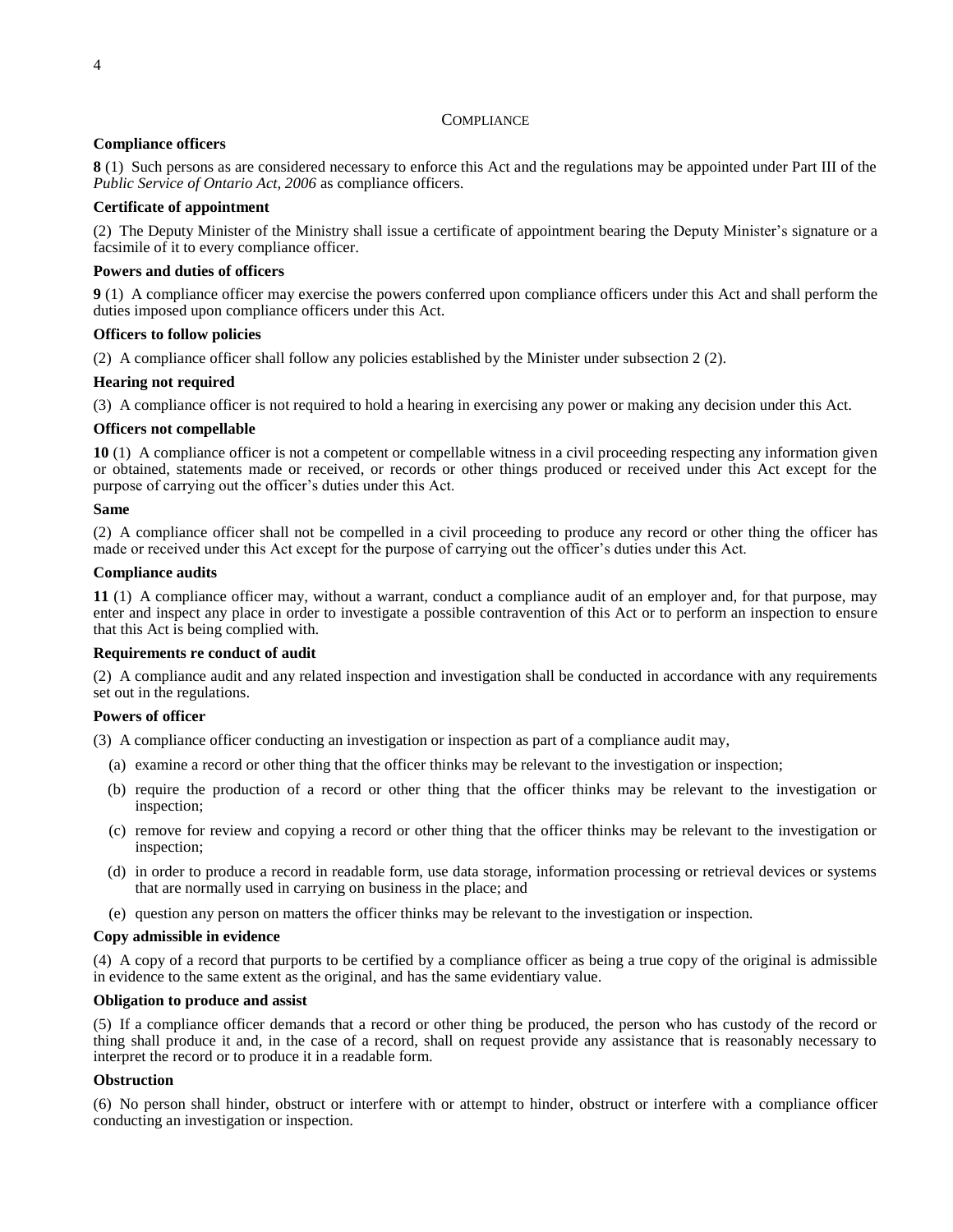## Compliance

**Compliance officers**

**8** (1) Such persons as are considered necessary to enforce this Act and the regulations may be appointed under Part III of the *Public Service of Ontario Act, 2006* as compliance officers.

**Certificate of appointment**

(2) The Deputy Minister of the Ministry shall issue a certificate of appointment bearing the Deputy Minister's signature or a facsimile of it to every compliance officer.

**Powers and duties of officers**

**9** (1) A compliance officer may exercise the powers conferred upon compliance officers under this Act and shall perform the duties imposed upon compliance officers under this Act.

**Officers to follow policies**

(2) A compliance officer shall follow any policies established by the Minister under subsection 2 (2).

**Hearing not required**

(3) A compliance officer is not required to hold a hearing in exercising any power or making any decision under this Act.

**Officers not compellable**

**10** (1) A compliance officer is not a competent or compellable witness in a civil proceeding respecting any information given or obtained, statements made or received, or records or other things produced or received under this Act except for the purpose of carrying out the officer's duties under this Act.

**Same**

(2) A compliance officer shall not be compelled in a civil proceeding to produce any record or other thing the officer has made or received under this Act except for the purpose of carrying out the officer's duties under this Act.

**Compliance audits**

**11** (1) A compliance officer may, without a warrant, conduct a compliance audit of an employer and, for that purpose, may enter and inspect any place in order to investigate a possible contravention of this Act or to perform an inspection to ensure that this Act is being complied with.

**Requirements re conduct of audit**

(2) A compliance audit and any related inspection and investigation shall be conducted in accordance with any requirements set out in the regulations.

**Powers of officer**

(3) A compliance officer conducting an investigation or inspection as part of a compliance audit may,

(a) examine a record or other thing that the officer thinks may be relevant to the investigation or inspection;

(b) require the production of a record or other thing that the officer thinks may be relevant to the investigation or inspection;

(c) remove for review and copying a record or other thing that the officer thinks may be relevant to the investigation or inspection;

(d) in order to produce a record in readable form, use data storage, information processing or retrieval devices or systems that are normally used in carrying on business in the place; and

(e) question any person on matters the officer thinks may be relevant to the investigation or inspection.

**Copy admissible in evidence**

(4) A copy of a record that purports to be certified by a compliance officer as being a true copy of the original is admissible in evidence to the same extent as the original, and has the same evidentiary value.

**Obligation to produce and assist**

(5) If a compliance officer demands that a record or other thing be produced, the person who has custody of the record or thing shall produce it and, in the case of a record, shall on request provide any assistance that is reasonably necessary to interpret the record or to produce it in a readable form.

**Obstruction**

(6) No person shall hinder, obstruct or interfere with or attempt to hinder, obstruct or interfere with a compliance officer conducting an investigation or inspection.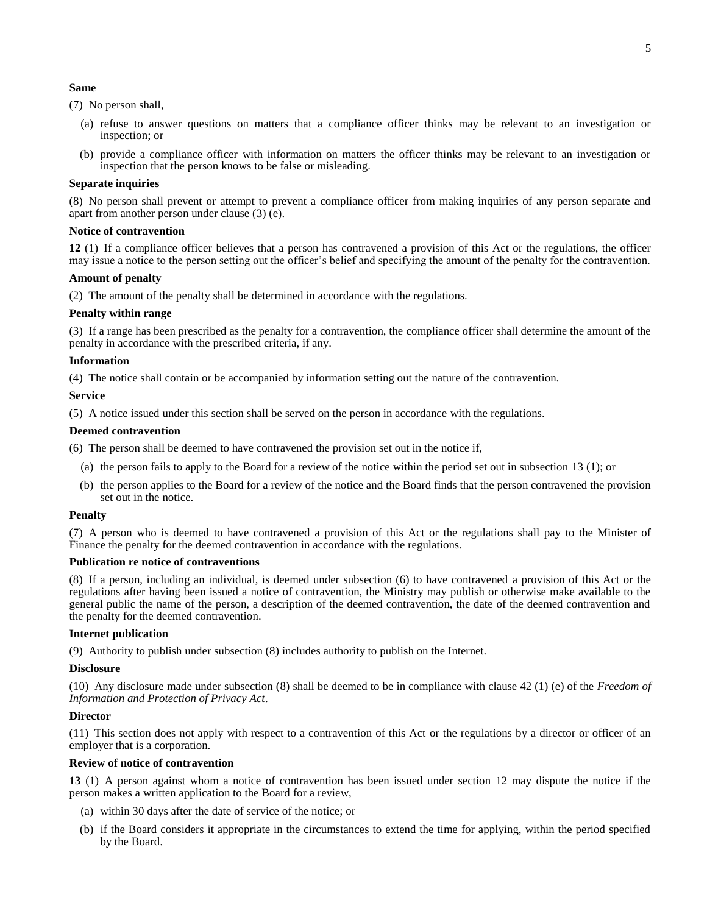**Same**

(7) No person shall,

(a) refuse to answer questions on matters that a compliance officer thinks may be relevant to an investigation or inspection; or

(b) provide a compliance officer with information on matters the officer thinks may be relevant to an investigation or inspection that the person knows to be false or misleading.

**Separate inquiries**

(8) No person shall prevent or attempt to prevent a compliance officer from making inquiries of any person separate and apart from another person under clause (3) (e).

**Notice of contravention**

**12** (1) If a compliance officer believes that a person has contravened a provision of this Act or the regulations, the officer may issue a notice to the person setting out the officer's belief and specifying the amount of the penalty for the contravention.

**Amount of penalty**

(2) The amount of the penalty shall be determined in accordance with the regulations.

**Penalty within range**

(3) If a range has been prescribed as the penalty for a contravention, the compliance officer shall determine the amount of the penalty in accordance with the prescribed criteria, if any.

**Information**

(4) The notice shall contain or be accompanied by information setting out the nature of the contravention.

**Service**

(5) A notice issued under this section shall be served on the person in accordance with the regulations.

**Deemed contravention**

(6) The person shall be deemed to have contravened the provision set out in the notice if,

(a) the person fails to apply to the Board for a review of the notice within the period set out in subsection 13 (1); or

(b) the person applies to the Board for a review of the notice and the Board finds that the person contravened the provision set out in the notice.

**Penalty**

(7) A person who is deemed to have contravened a provision of this Act or the regulations shall pay to the Minister of Finance the penalty for the deemed contravention in accordance with the regulations.

**Publication re notice of contraventions**

(8) If a person, including an individual, is deemed under subsection (6) to have contravened a provision of this Act or the regulations after having been issued a notice of contravention, the Ministry may publish or otherwise make available to the general public the name of the person, a description of the deemed contravention, the date of the deemed contravention and the penalty for the deemed contravention.

**Internet publication**

(9) Authority to publish under subsection (8) includes authority to publish on the Internet.

**Disclosure**

(10) Any disclosure made under subsection (8) shall be deemed to be in compliance with clause 42 (1) (e) of the *Freedom of Information and Protection of Privacy Act*.

**Director**

(11) This section does not apply with respect to a contravention of this Act or the regulations by a director or officer of an employer that is a corporation.

**Review of notice of contravention**

**13** (1) A person against whom a notice of contravention has been issued under section 12 may dispute the notice if the person makes a written application to the Board for a review,

(a) within 30 days after the date of service of the notice; or

(b) if the Board considers it appropriate in the circumstances to extend the time for applying, within the period specified by the Board.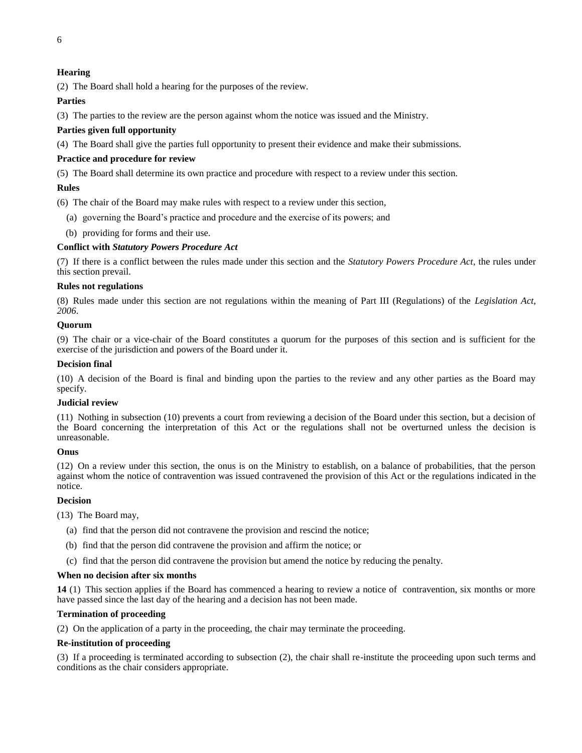**Hearing**

(2) The Board shall hold a hearing for the purposes of the review.

**Parties**

(3) The parties to the review are the person against whom the notice was issued and the Ministry.

**Parties given full opportunity**

(4) The Board shall give the parties full opportunity to present their evidence and make their submissions.

**Practice and procedure for review**

(5) The Board shall determine its own practice and procedure with respect to a review under this section.

**Rules**

(6) The chair of the Board may make rules with respect to a review under this section,

(a) governing the Board's practice and procedure and the exercise of its powers; and

(b) providing for forms and their use.

**Conflict with *Statutory Powers Procedure Act***

(7) If there is a conflict between the rules made under this section and the *Statutory Powers Procedure Act*, the rules under this section prevail.

**Rules not regulations**

(8) Rules made under this section are not regulations within the meaning of Part III (Regulations) of the *Legislation Act, 2006*.

**Quorum**

(9) The chair or a vice-chair of the Board constitutes a quorum for the purposes of this section and is sufficient for the exercise of the jurisdiction and powers of the Board under it.

**Decision final**

(10) A decision of the Board is final and binding upon the parties to the review and any other parties as the Board may specify.

**Judicial review**

(11) Nothing in subsection (10) prevents a court from reviewing a decision of the Board under this section, but a decision of the Board concerning the interpretation of this Act or the regulations shall not be overturned unless the decision is unreasonable.

**Onus**

(12) On a review under this section, the onus is on the Ministry to establish, on a balance of probabilities, that the person against whom the notice of contravention was issued contravened the provision of this Act or the regulations indicated in the notice.

**Decision**

(13) The Board may,

(a) find that the person did not contravene the provision and rescind the notice;

(b) find that the person did contravene the provision and affirm the notice; or

(c) find that the person did contravene the provision but amend the notice by reducing the penalty.

**When no decision after six months**

**14** (1) This section applies if the Board has commenced a hearing to review a notice of contravention, six months or more have passed since the last day of the hearing and a decision has not been made.

**Termination of proceeding**

(2) On the application of a party in the proceeding, the chair may terminate the proceeding.

**Re-institution of proceeding**

(3) If a proceeding is terminated according to subsection (2), the chair shall re-institute the proceeding upon such terms and conditions as the chair considers appropriate.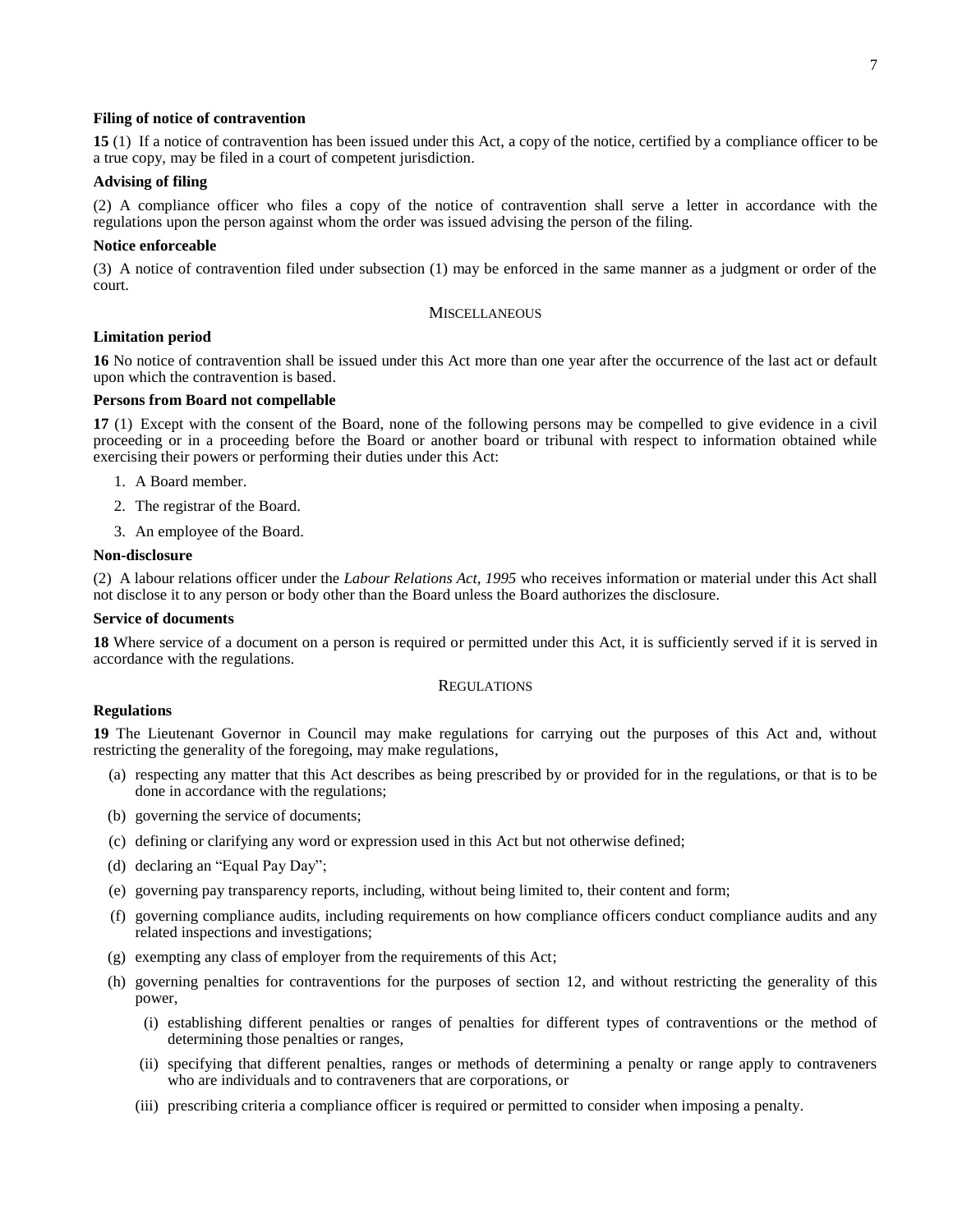**Filing of notice of contravention**

**15** (1) If a notice of contravention has been issued under this Act, a copy of the notice, certified by a compliance officer to be a true copy, may be filed in a court of competent jurisdiction.

**Advising of filing**

(2) A compliance officer who files a copy of the notice of contravention shall serve a letter in accordance with the regulations upon the person against whom the order was issued advising the person of the filing.

**Notice enforceable**

(3) A notice of contravention filed under subsection (1) may be enforced in the same manner as a judgment or order of the court.

MISCELLANEOUS

**Limitation period**

**16** No notice of contravention shall be issued under this Act more than one year after the occurrence of the last act or default upon which the contravention is based.

**Persons from Board not compellable**

**17** (1) Except with the consent of the Board, none of the following persons may be compelled to give evidence in a civil proceeding or in a proceeding before the Board or another board or tribunal with respect to information obtained while exercising their powers or performing their duties under this Act:

1. A Board member.
2. The registrar of the Board.
3. An employee of the Board.

**Non-disclosure**

(2) A labour relations officer under the *Labour Relations Act, 1995* who receives information or material under this Act shall not disclose it to any person or body other than the Board unless the Board authorizes the disclosure.

**Service of documents**

**18** Where service of a document on a person is required or permitted under this Act, it is sufficiently served if it is served in accordance with the regulations.

REGULATIONS

**Regulations**

**19** The Lieutenant Governor in Council may make regulations for carrying out the purposes of this Act and, without restricting the generality of the foregoing, may make regulations,

(a) respecting any matter that this Act describes as being prescribed by or provided for in the regulations, or that is to be done in accordance with the regulations;

(b) governing the service of documents;

(c) defining or clarifying any word or expression used in this Act but not otherwise defined;

(d) declaring an “Equal Pay Day”;

(e) governing pay transparency reports, including, without being limited to, their content and form;

(f) governing compliance audits, including requirements on how compliance officers conduct compliance audits and any related inspections and investigations;

(g) exempting any class of employer from the requirements of this Act;

(h) governing penalties for contraventions for the purposes of section 12, and without restricting the generality of this power,

(i) establishing different penalties or ranges of penalties for different types of contraventions or the method of determining those penalties or ranges,

(ii) specifying that different penalties, ranges or methods of determining a penalty or range apply to contraveners who are individuals and to contraveners that are corporations, or

(iii) prescribing criteria a compliance officer is required or permitted to consider when imposing a penalty.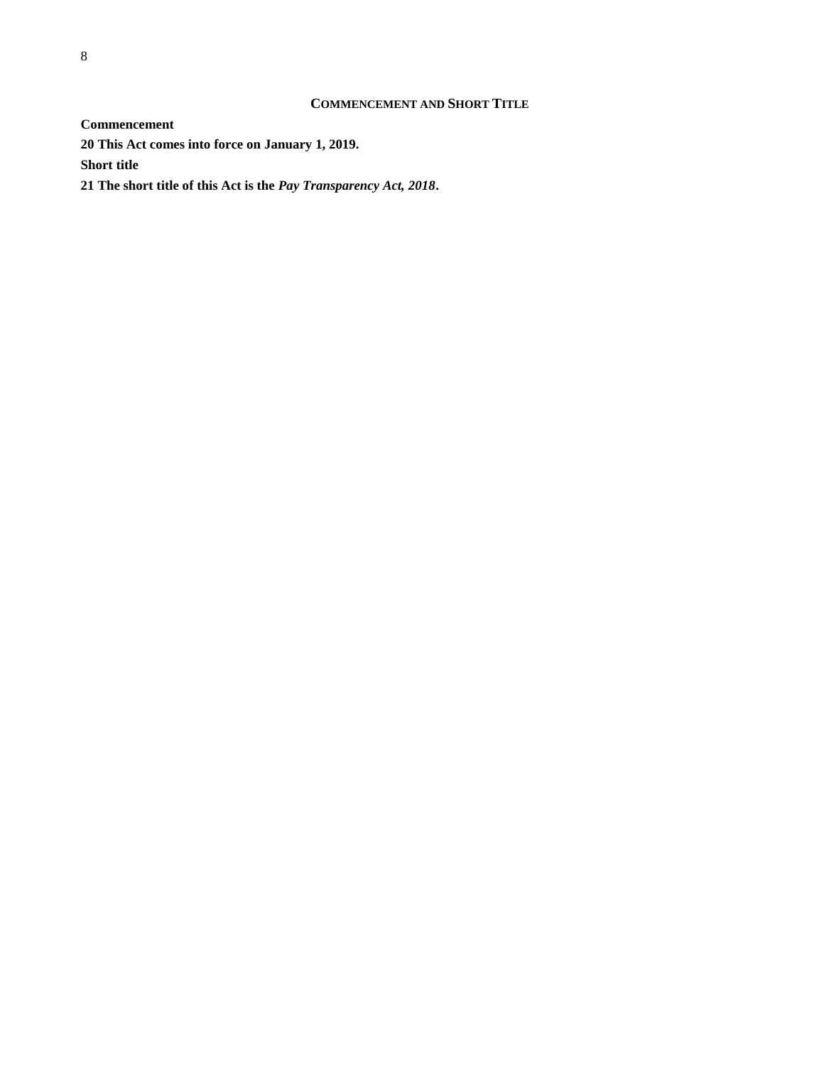## Commencement and Short Title

**Commencement**

**20 This Act comes into force on January 1, 2019.**

**Short title**

**21 The short title of this Act is the *Pay Transparency Act, 2018*.**